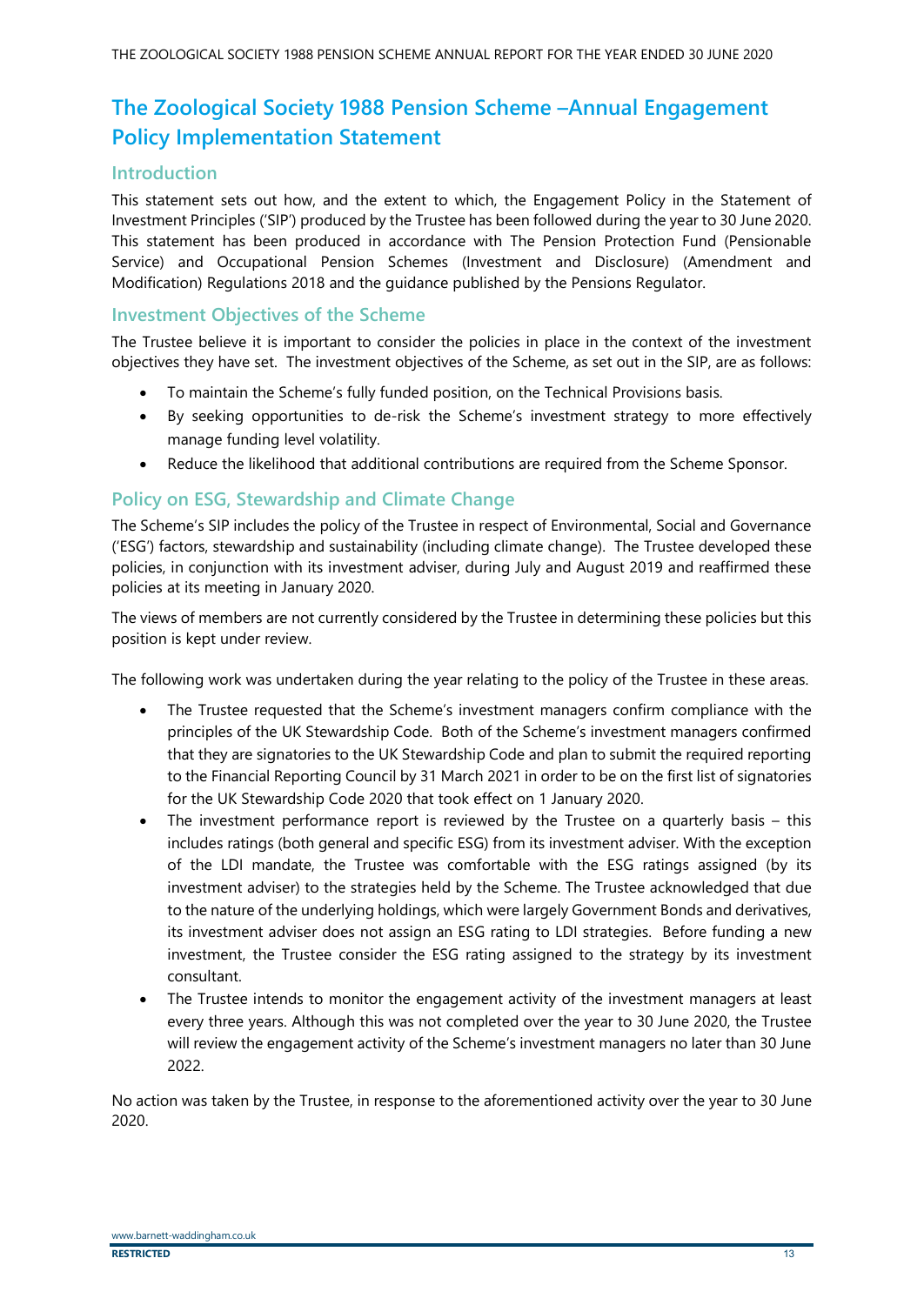# The Zoological Society 1988 Pension Scheme –Annual Engagement Policy Implementation Statement

## Introduction

This statement sets out how, and the extent to which, the Engagement Policy in the Statement of Investment Principles ('SIP') produced by the Trustee has been followed during the year to 30 June 2020. This statement has been produced in accordance with The Pension Protection Fund (Pensionable Service) and Occupational Pension Schemes (Investment and Disclosure) (Amendment and Modification) Regulations 2018 and the guidance published by the Pensions Regulator.

## Investment Objectives of the Scheme

The Trustee believe it is important to consider the policies in place in the context of the investment objectives they have set. The investment objectives of the Scheme, as set out in the SIP, are as follows:

- To maintain the Scheme's fully funded position, on the Technical Provisions basis.
- By seeking opportunities to de-risk the Scheme's investment strategy to more effectively manage funding level volatility.
- Reduce the likelihood that additional contributions are required from the Scheme Sponsor.

## Policy on ESG, Stewardship and Climate Change

The Scheme's SIP includes the policy of the Trustee in respect of Environmental, Social and Governance ('ESG') factors, stewardship and sustainability (including climate change). The Trustee developed these policies, in conjunction with its investment adviser, during July and August 2019 and reaffirmed these policies at its meeting in January 2020.

The views of members are not currently considered by the Trustee in determining these policies but this position is kept under review.

The following work was undertaken during the year relating to the policy of the Trustee in these areas.

- The Trustee requested that the Scheme's investment managers confirm compliance with the principles of the UK Stewardship Code. Both of the Scheme's investment managers confirmed that they are signatories to the UK Stewardship Code and plan to submit the required reporting to the Financial Reporting Council by 31 March 2021 in order to be on the first list of signatories for the UK Stewardship Code 2020 that took effect on 1 January 2020.
- The investment performance report is reviewed by the Trustee on a quarterly basis – this includes ratings (both general and specific ESG) from its investment adviser. With the exception of the LDI mandate, the Trustee was comfortable with the ESG ratings assigned (by its investment adviser) to the strategies held by the Scheme. The Trustee acknowledged that due to the nature of the underlying holdings, which were largely Government Bonds and derivatives, its investment adviser does not assign an ESG rating to LDI strategies. Before funding a new investment, the Trustee consider the ESG rating assigned to the strategy by its investment consultant.
- The Trustee intends to monitor the engagement activity of the investment managers at least every three years. Although this was not completed over the year to 30 June 2020, the Trustee will review the engagement activity of the Scheme's investment managers no later than 30 June 2022.

No action was taken by the Trustee, in response to the aforementioned activity over the year to 30 June 2020.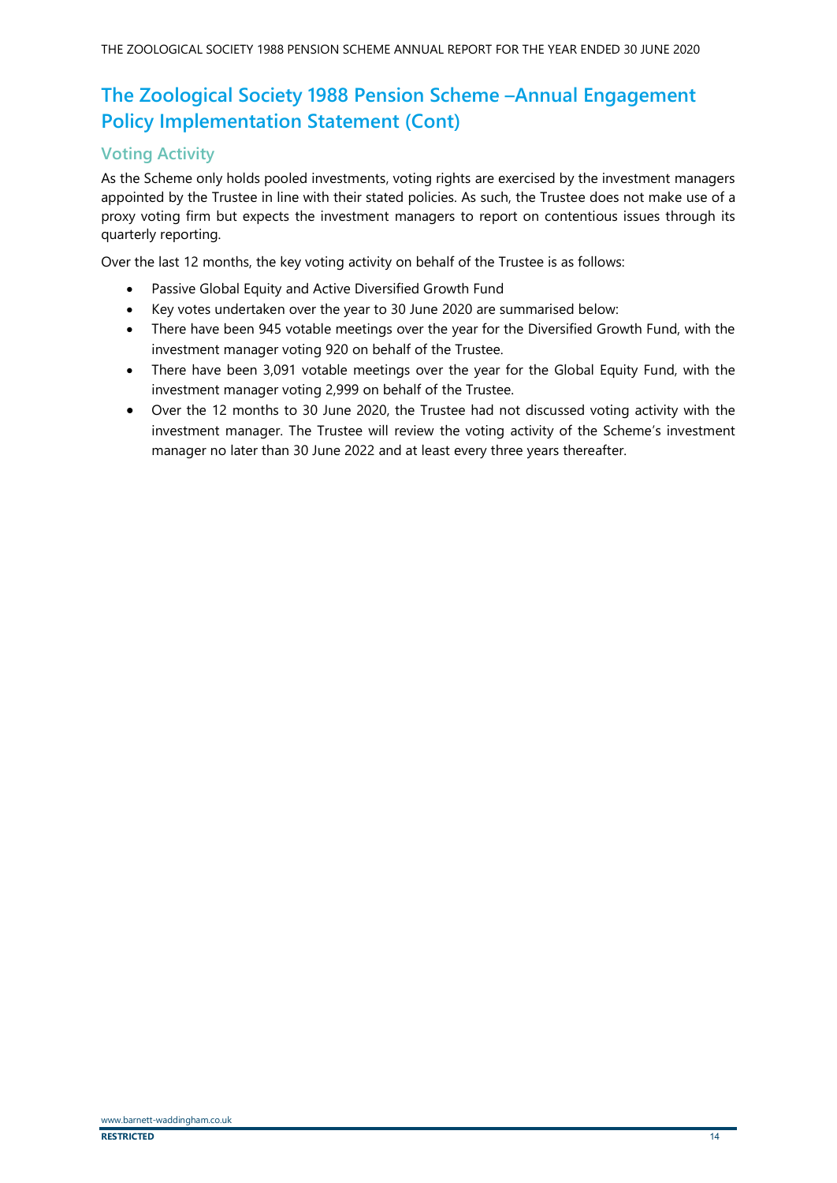## The Zoological Society 1988 Pension Scheme –Annual Engagement Policy Implementation Statement (Cont)

### Voting Activity

As the Scheme only holds pooled investments, voting rights are exercised by the investment managers appointed by the Trustee in line with their stated policies. As such, the Trustee does not make use of a proxy voting firm but expects the investment managers to report on contentious issues through its quarterly reporting.

Over the last 12 months, the key voting activity on behalf of the Trustee is as follows:

- Passive Global Equity and Active Diversified Growth Fund
- Key votes undertaken over the year to 30 June 2020 are summarised below:
- There have been 945 votable meetings over the year for the Diversified Growth Fund, with the investment manager voting 920 on behalf of the Trustee.
- There have been 3,091 votable meetings over the year for the Global Equity Fund, with the investment manager voting 2,999 on behalf of the Trustee.
- Over the 12 months to 30 June 2020, the Trustee had not discussed voting activity with the investment manager. The Trustee will review the voting activity of the Scheme's investment manager no later than 30 June 2022 and at least every three years thereafter.